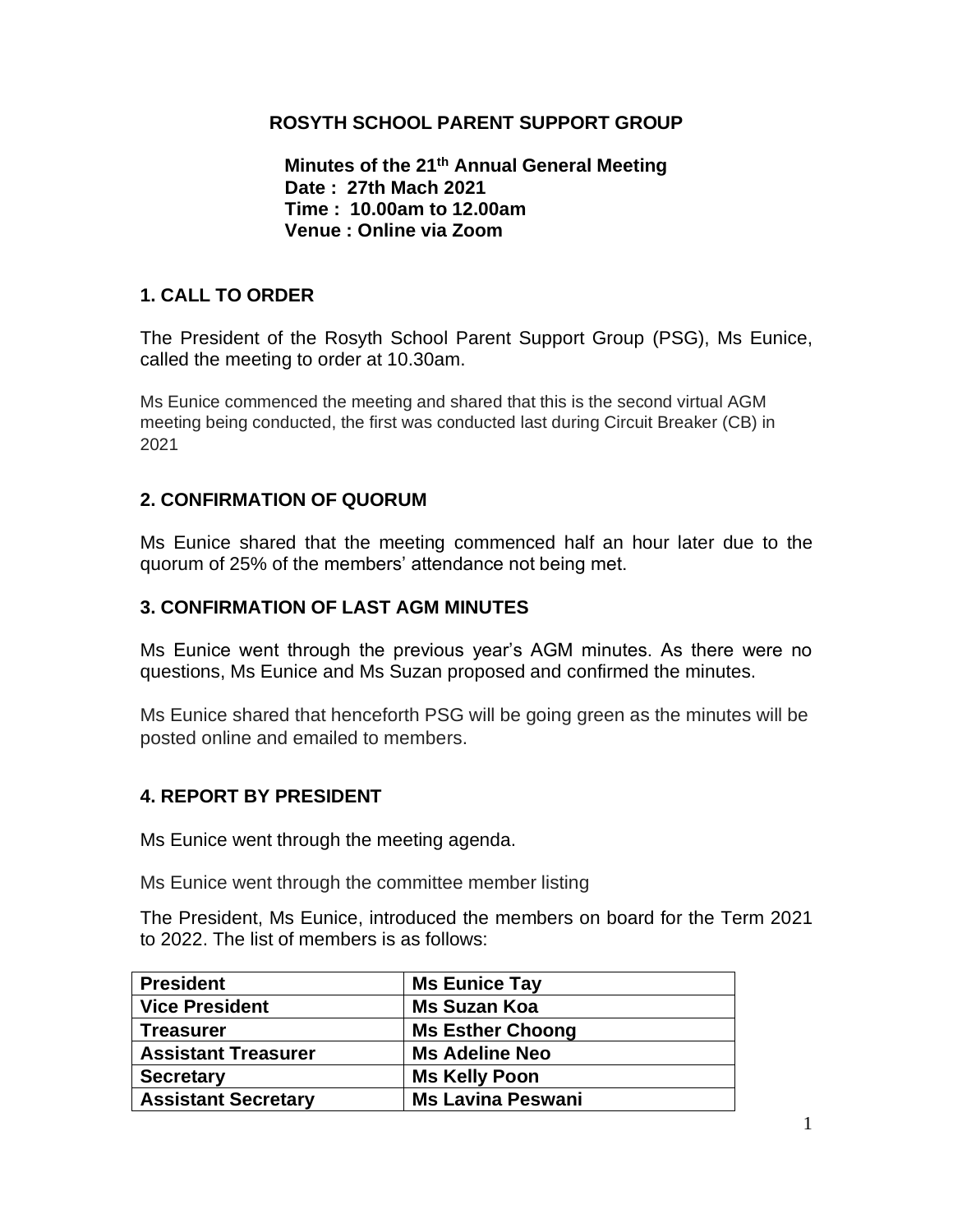# ROSYTH SCHOOL PARENT SUPPORT GROUP

**Minutes of the 21th Annual General Meeting**
**Date : 27th Mach 2021**
**Time : 10.00am to 12.00am**
**Venue : Online via Zoom**

## 1. CALL TO ORDER

The President of the Rosyth School Parent Support Group (PSG), Ms Eunice, called the meeting to order at 10.30am.

Ms Eunice commenced the meeting and shared that this is the second virtual AGM meeting being conducted, the first was conducted last during Circuit Breaker (CB) in 2021

## 2. CONFIRMATION OF QUORUM

Ms Eunice shared that the meeting commenced half an hour later due to the quorum of 25% of the members' attendance not being met.

## 3. CONFIRMATION OF LAST AGM MINUTES

Ms Eunice went through the previous year's AGM minutes. As there were no questions, Ms Eunice and Ms Suzan proposed and confirmed the minutes.

Ms Eunice shared that henceforth PSG will be going green as the minutes will be posted online and emailed to members.

## 4. REPORT BY PRESIDENT

Ms Eunice went through the meeting agenda.

Ms Eunice went through the committee member listing

The President, Ms Eunice, introduced the members on board for the Term 2021 to 2022. The list of members is as follows:

| **President** | **Ms Eunice Tay** |
|---|---|
| **Vice President** | **Ms Suzan Koa** |
| **Treasurer** | **Ms Esther Choong** |
| **Assistant Treasurer** | **Ms Adeline Neo** |
| **Secretary** | **Ms Kelly Poon** |
| **Assistant Secretary** | **Ms Lavina Peswani** |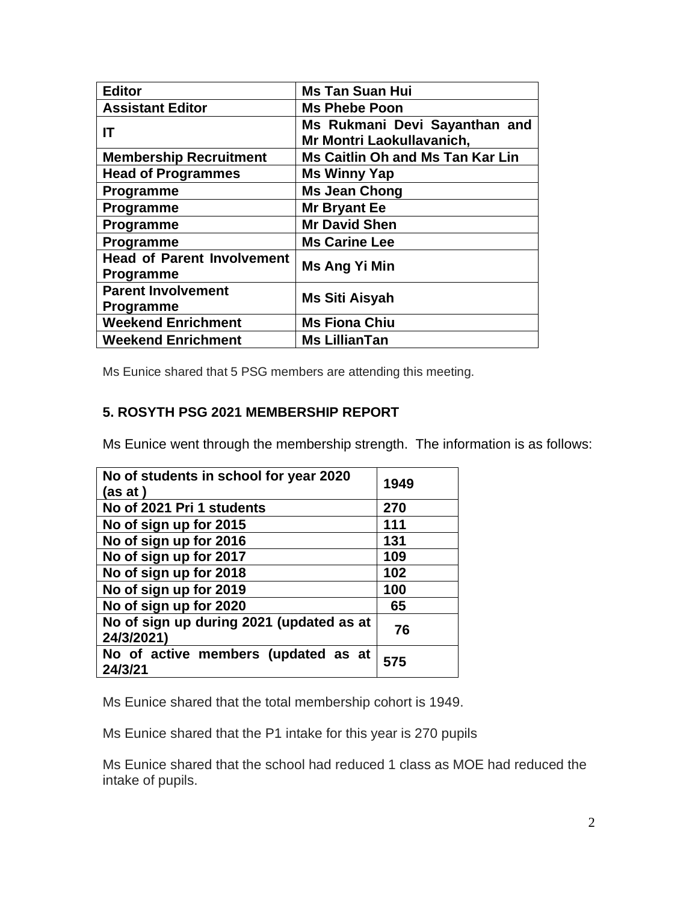| Editor | Ms Tan Suan Hui |
|---|---|
| Assistant Editor | Ms Phebe Poon |
| IT | Ms Rukmani Devi Sayanthan and Mr Montri Laokullavanich, |
| Membership Recruitment | Ms Caitlin Oh and Ms Tan Kar Lin |
| Head of Programmes | Ms Winny Yap |
| Programme | Ms Jean Chong |
| Programme | Mr Bryant Ee |
| Programme | Mr David Shen |
| Programme | Ms Carine Lee |
| Head of Parent Involvement Programme | Ms Ang Yi Min |
| Parent Involvement Programme | Ms Siti Aisyah |
| Weekend Enrichment | Ms Fiona Chiu |
| Weekend Enrichment | Ms LillianTan |

Ms Eunice shared that 5 PSG members are attending this meeting.

## 5. ROSYTH PSG 2021 MEMBERSHIP REPORT

Ms Eunice went through the membership strength. The information is as follows:

| No of students in school for year 2020 (as at ) | 1949 |
|---|---|
| No of 2021 Pri 1 students | 270 |
| No of sign up for 2015 | 111 |
| No of sign up for 2016 | 131 |
| No of sign up for 2017 | 109 |
| No of sign up for 2018 | 102 |
| No of sign up for 2019 | 100 |
| No of sign up for 2020 | 65 |
| No of sign up during 2021 (updated as at 24/3/2021) | 76 |
| No of active members (updated as at 24/3/21 | 575 |

Ms Eunice shared that the total membership cohort is 1949.

Ms Eunice shared that the P1 intake for this year is 270 pupils

Ms Eunice shared that the school had reduced 1 class as MOE had reduced the intake of pupils.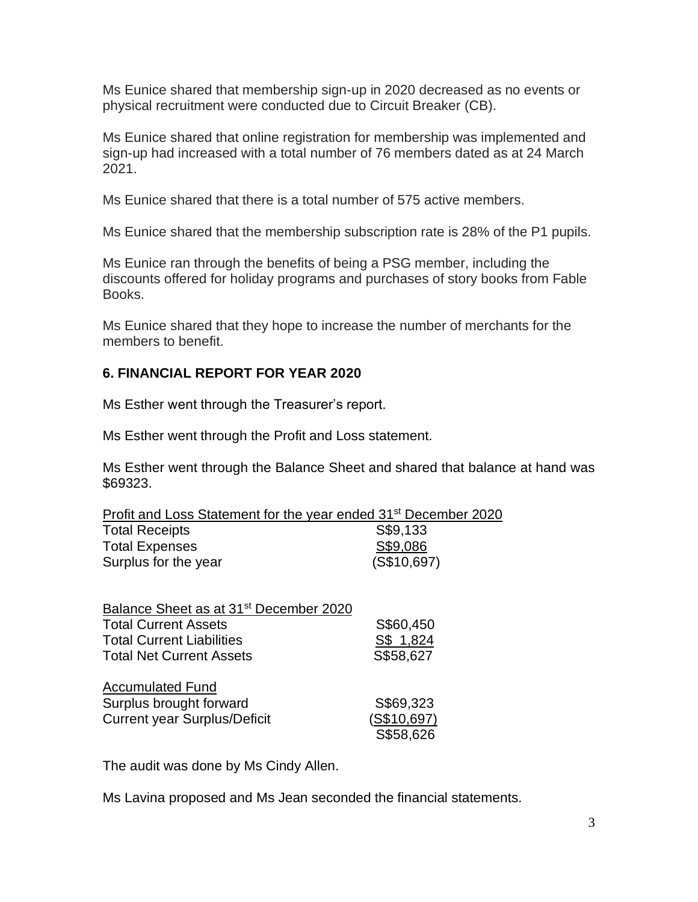Ms Eunice shared that membership sign-up in 2020 decreased as no events or physical recruitment were conducted due to Circuit Breaker (CB).

Ms Eunice shared that online registration for membership was implemented and sign-up had increased with a total number of 76 members dated as at 24 March 2021.

Ms Eunice shared that there is a total number of 575 active members.

Ms Eunice shared that the membership subscription rate is 28% of the P1 pupils.

Ms Eunice ran through the benefits of being a PSG member, including the discounts offered for holiday programs and purchases of story books from Fable Books.

Ms Eunice shared that they hope to increase the number of merchants for the members to benefit.

## 6. FINANCIAL REPORT FOR YEAR 2020

Ms Esther went through the Treasurer's report.

Ms Esther went through the Profit and Loss statement.

Ms Esther went through the Balance Sheet and shared that balance at hand was $69323.

| Profit and Loss Statement for the year ended 31st December 2020 | |
|---|---|
| Total Receipts | S$9,133 |
| Total Expenses | S$9,086 |
| Surplus for the year | (S$10,697) |

| Balance Sheet as at 31st December 2020 | |
|---|---|
| Total Current Assets | S$60,450 |
| Total Current Liabilities | S$ 1,824 |
| Total Net Current Assets | S$58,627 |
| **Accumulated Fund** | |
| Surplus brought forward | S$69,323 |
| Current year Surplus/Deficit | (S$10,697) |
| | S$58,626 |

The audit was done by Ms Cindy Allen.

Ms Lavina proposed and Ms Jean seconded the financial statements.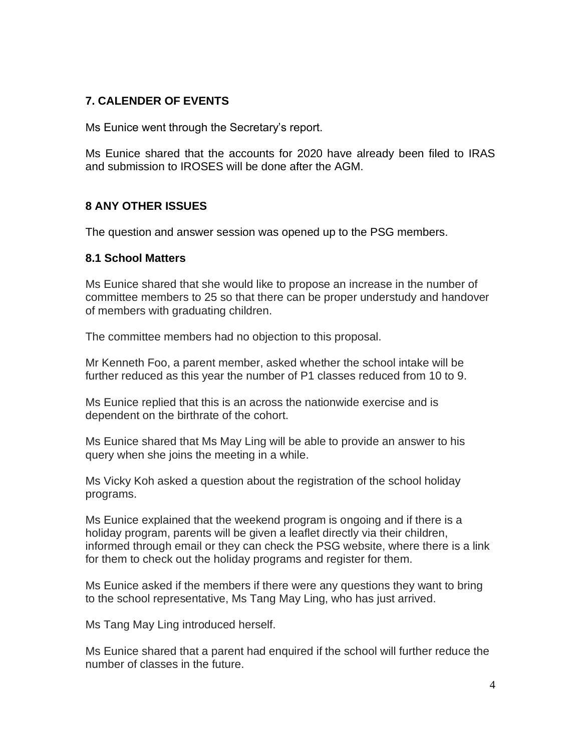## 7. CALENDER OF EVENTS

Ms Eunice went through the Secretary's report.

Ms Eunice shared that the accounts for 2020 have already been filed to IRAS and submission to IROSES will be done after the AGM.

## 8 ANY OTHER ISSUES

The question and answer session was opened up to the PSG members.

### 8.1 School Matters

Ms Eunice shared that she would like to propose an increase in the number of committee members to 25 so that there can be proper understudy and handover of members with graduating children.

The committee members had no objection to this proposal.

Mr Kenneth Foo, a parent member, asked whether the school intake will be further reduced as this year the number of P1 classes reduced from 10 to 9.

Ms Eunice replied that this is an across the nationwide exercise and is dependent on the birthrate of the cohort.

Ms Eunice shared that Ms May Ling will be able to provide an answer to his query when she joins the meeting in a while.

Ms Vicky Koh asked a question about the registration of the school holiday programs.

Ms Eunice explained that the weekend program is ongoing and if there is a holiday program, parents will be given a leaflet directly via their children, informed through email or they can check the PSG website, where there is a link for them to check out the holiday programs and register for them.

Ms Eunice asked if the members if there were any questions they want to bring to the school representative, Ms Tang May Ling, who has just arrived.

Ms Tang May Ling introduced herself.

Ms Eunice shared that a parent had enquired if the school will further reduce the number of classes in the future.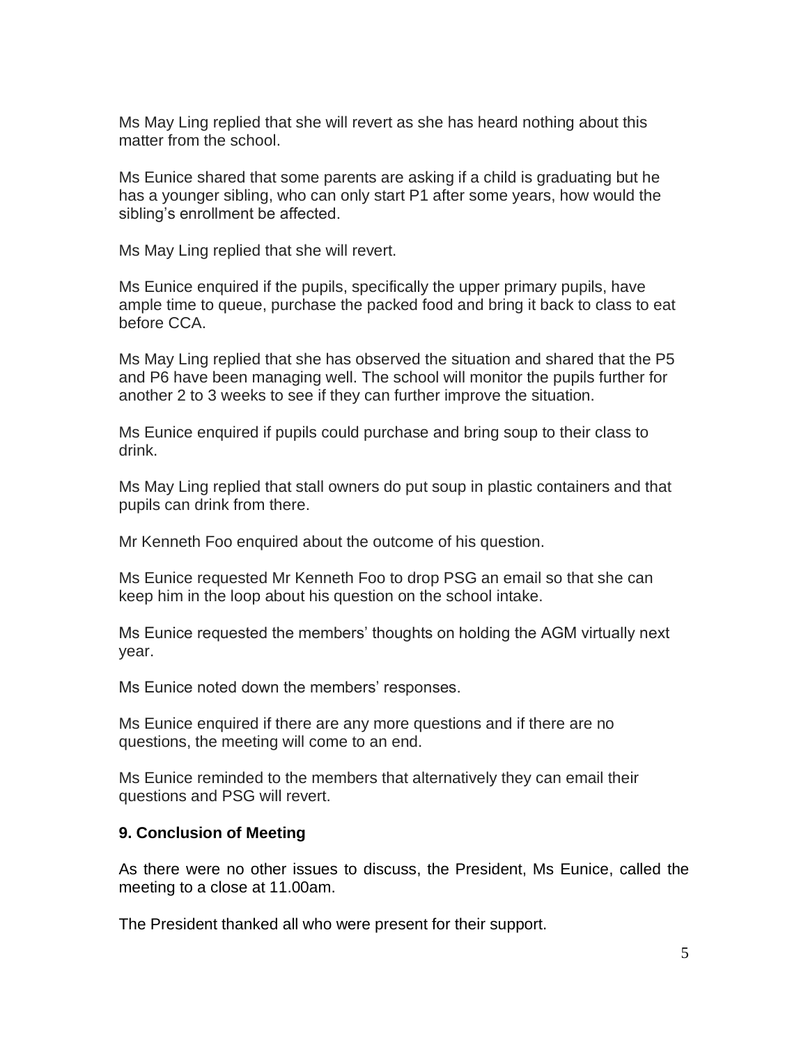Ms May Ling replied that she will revert as she has heard nothing about this matter from the school.

Ms Eunice shared that some parents are asking if a child is graduating but he has a younger sibling, who can only start P1 after some years, how would the sibling's enrollment be affected.

Ms May Ling replied that she will revert.

Ms Eunice enquired if the pupils, specifically the upper primary pupils, have ample time to queue, purchase the packed food and bring it back to class to eat before CCA.

Ms May Ling replied that she has observed the situation and shared that the P5 and P6 have been managing well. The school will monitor the pupils further for another 2 to 3 weeks to see if they can further improve the situation.

Ms Eunice enquired if pupils could purchase and bring soup to their class to drink.

Ms May Ling replied that stall owners do put soup in plastic containers and that pupils can drink from there.

Mr Kenneth Foo enquired about the outcome of his question.

Ms Eunice requested Mr Kenneth Foo to drop PSG an email so that she can keep him in the loop about his question on the school intake.

Ms Eunice requested the members' thoughts on holding the AGM virtually next year.

Ms Eunice noted down the members' responses.

Ms Eunice enquired if there are any more questions and if there are no questions, the meeting will come to an end.

Ms Eunice reminded to the members that alternatively they can email their questions and PSG will revert.

**9. Conclusion of Meeting**

As there were no other issues to discuss, the President, Ms Eunice, called the meeting to a close at 11.00am.

The President thanked all who were present for their support.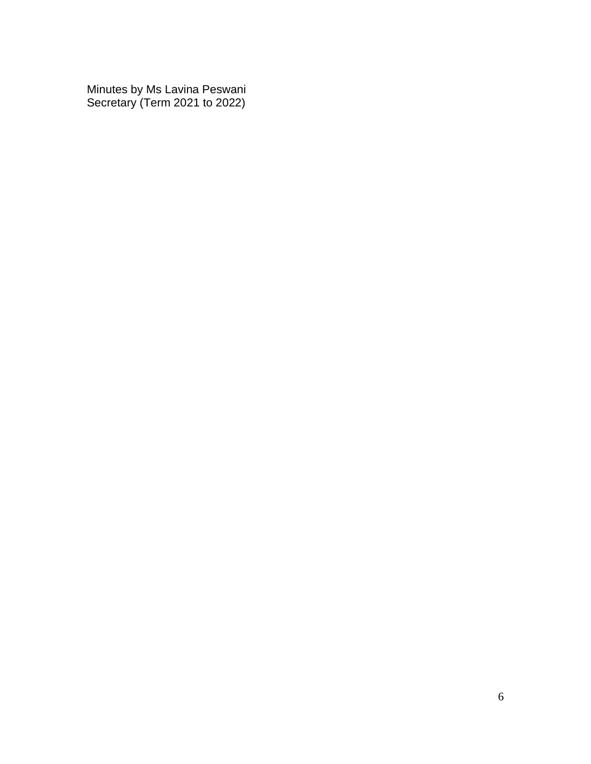Minutes by Ms Lavina Peswani
Secretary (Term 2021 to 2022)